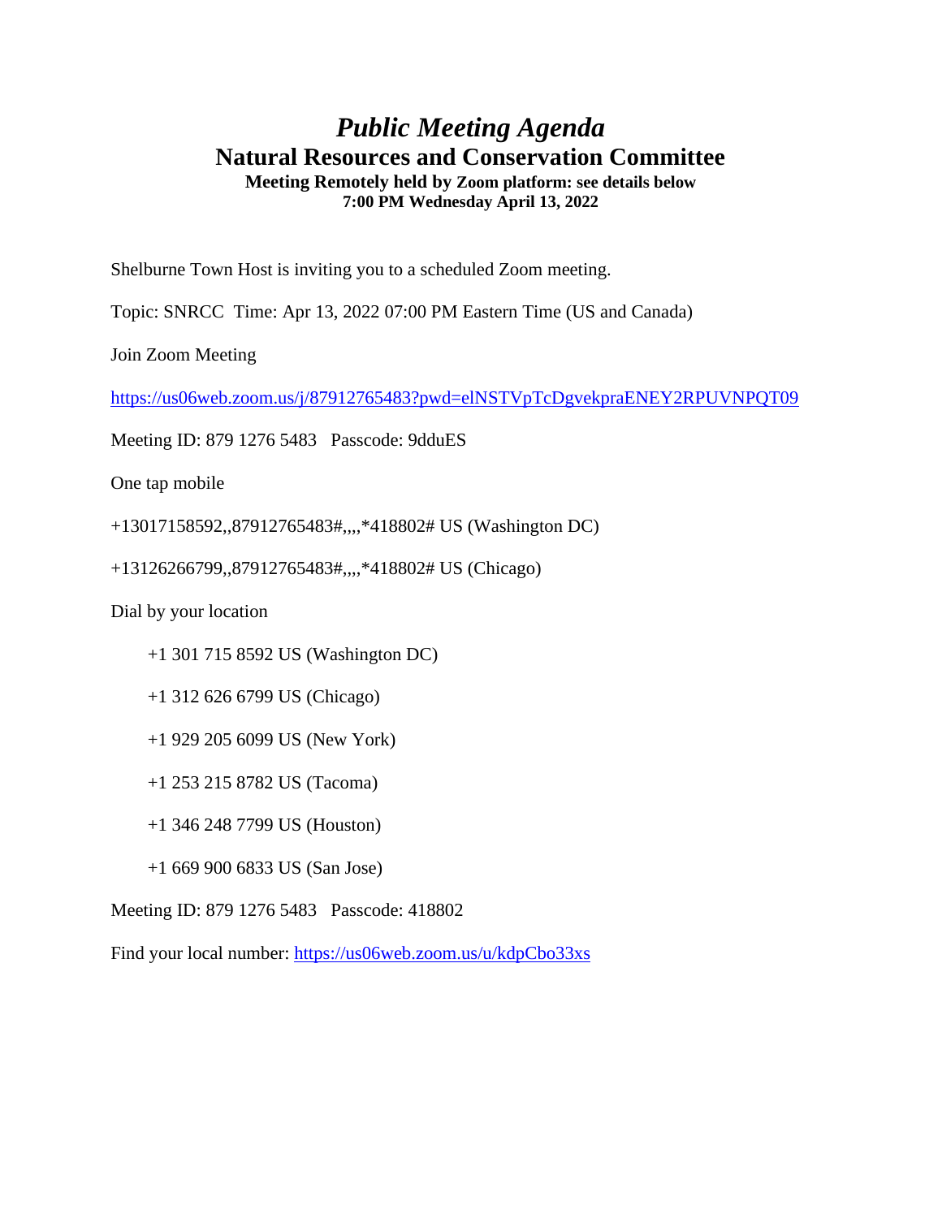# *Public Meeting Agenda*

## Natural Resources and Conservation Committee

**Meeting Remotely held by Zoom platform: see details below**
**7:00 PM Wednesday April 13, 2022**

Shelburne Town Host is inviting you to a scheduled Zoom meeting.

Topic: SNRCC Time: Apr 13, 2022 07:00 PM Eastern Time (US and Canada)

Join Zoom Meeting

https://us06web.zoom.us/j/87912765483?pwd=elNSTVpTcDgvekpraENEY2RPUVNPQT09

Meeting ID: 879 1276 5483 Passcode: 9dduES

One tap mobile

+13017158592,,87912765483#,,,,*418802# US (Washington DC)

+13126266799,,87912765483#,,,,*418802# US (Chicago)

Dial by your location

- +1 301 715 8592 US (Washington DC)
- +1 312 626 6799 US (Chicago)
- +1 929 205 6099 US (New York)
- +1 253 215 8782 US (Tacoma)
- +1 346 248 7799 US (Houston)
- +1 669 900 6833 US (San Jose)

Meeting ID: 879 1276 5483 Passcode: 418802

Find your local number: https://us06web.zoom.us/u/kdpCbo33xs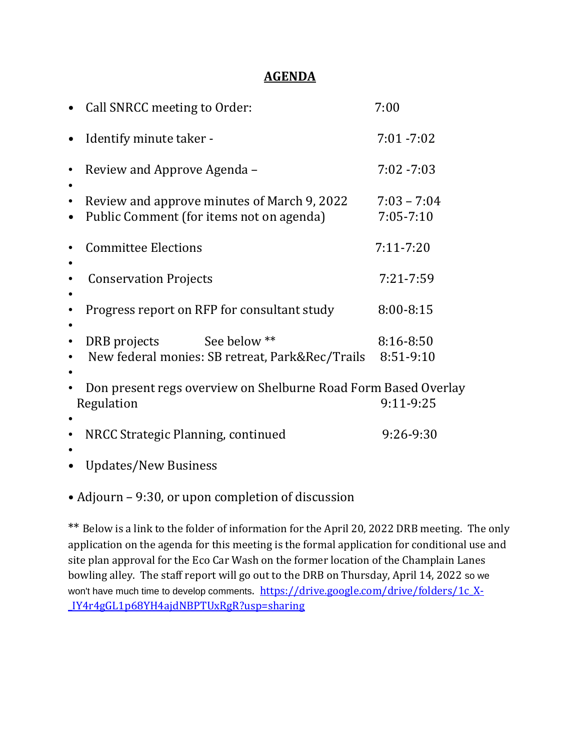## AGENDA

- Call SNRCC meeting to Order: 7:00
- Identify minute taker - 7:01 -7:02
- Review and Approve Agenda – 7:02 -7:03
- Review and approve minutes of March 9, 2022 7:03 – 7:04
- Public Comment (for items not on agenda) 7:05-7:10
- Committee Elections 7:11-7:20
- Conservation Projects 7:21-7:59
- Progress report on RFP for consultant study 8:00-8:15
- DRB projects See below ** 8:16-8:50
- New federal monies: SB retreat, Park&Rec/Trails 8:51-9:10
- Don present regs overview on Shelburne Road Form Based Overlay Regulation 9:11-9:25
- NRCC Strategic Planning, continued 9:26-9:30
- Updates/New Business
- Adjourn – 9:30, or upon completion of discussion

** Below is a link to the folder of information for the April 20, 2022 DRB meeting. The only application on the agenda for this meeting is the formal application for conditional use and site plan approval for the Eco Car Wash on the former location of the Champlain Lanes bowling alley. The staff report will go out to the DRB on Thursday, April 14, 2022 so we won't have much time to develop comments. https://drive.google.com/drive/folders/1c_X-_IY4r4gGL1p68YH4ajdNBPTUxRgR?usp=sharing